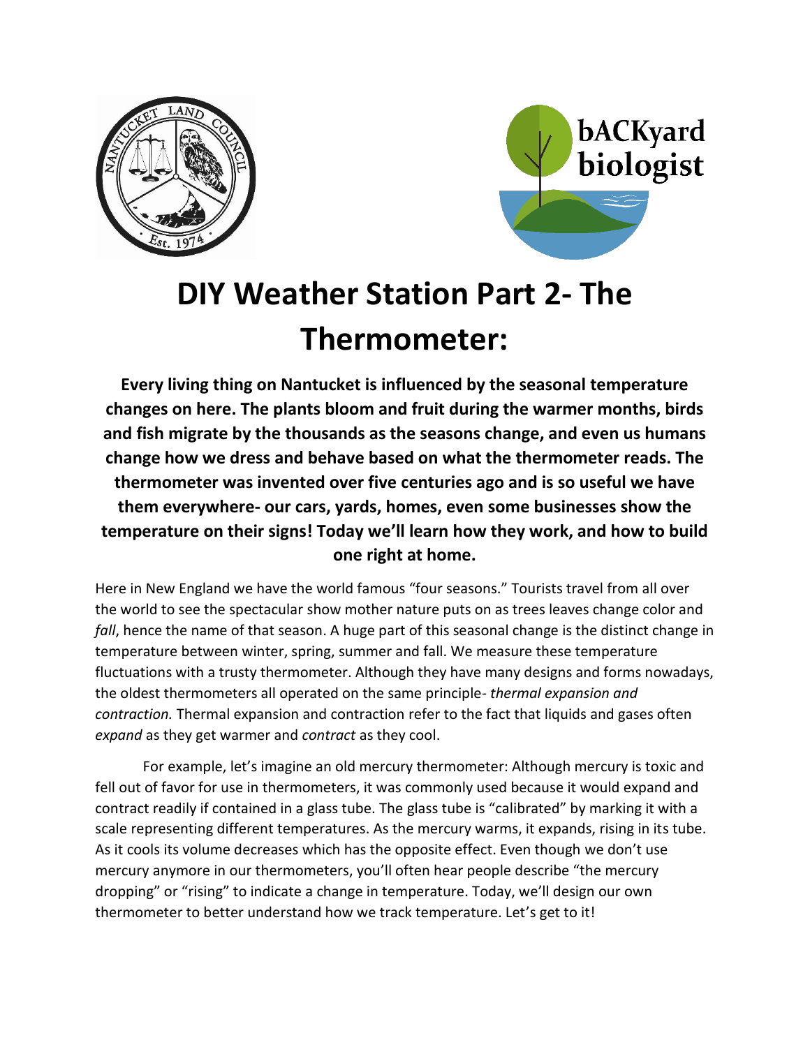# DIY Weather Station Part 2- The Thermometer:

**Every living thing on Nantucket is influenced by the seasonal temperature changes on here. The plants bloom and fruit during the warmer months, birds and fish migrate by the thousands as the seasons change, and even us humans change how we dress and behave based on what the thermometer reads. The thermometer was invented over five centuries ago and is so useful we have them everywhere- our cars, yards, homes, even some businesses show the temperature on their signs! Today we'll learn how they work, and how to build one right at home.**

Here in New England we have the world famous "four seasons." Tourists travel from all over the world to see the spectacular show mother nature puts on as trees leaves change color and *fall*, hence the name of that season. A huge part of this seasonal change is the distinct change in temperature between winter, spring, summer and fall. We measure these temperature fluctuations with a trusty thermometer. Although they have many designs and forms nowadays, the oldest thermometers all operated on the same principle- *thermal expansion and contraction.* Thermal expansion and contraction refer to the fact that liquids and gases often *expand* as they get warmer and *contract* as they cool.

For example, let's imagine an old mercury thermometer: Although mercury is toxic and fell out of favor for use in thermometers, it was commonly used because it would expand and contract readily if contained in a glass tube. The glass tube is "calibrated" by marking it with a scale representing different temperatures. As the mercury warms, it expands, rising in its tube. As it cools its volume decreases which has the opposite effect. Even though we don't use mercury anymore in our thermometers, you'll often hear people describe "the mercury dropping" or "rising" to indicate a change in temperature. Today, we'll design our own thermometer to better understand how we track temperature. Let's get to it!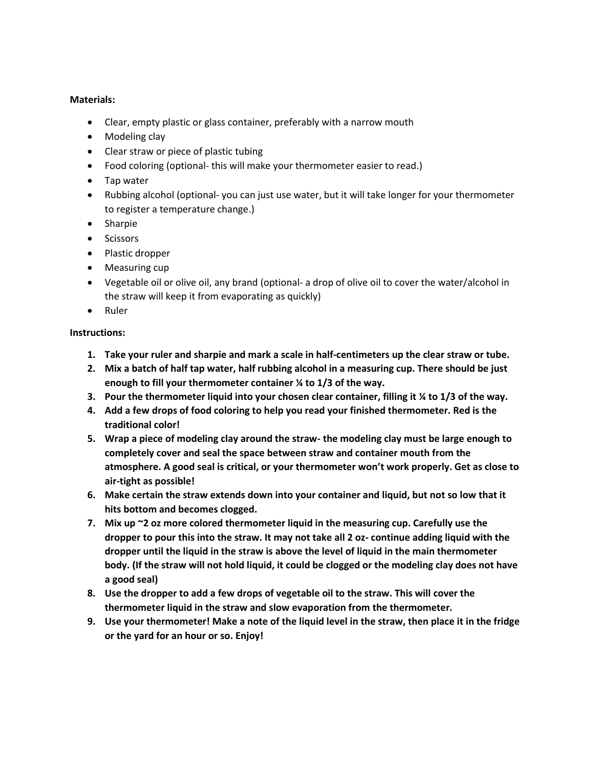**Materials:**

- Clear, empty plastic or glass container, preferably with a narrow mouth
- Modeling clay
- Clear straw or piece of plastic tubing
- Food coloring (optional- this will make your thermometer easier to read.)
- Tap water
- Rubbing alcohol (optional- you can just use water, but it will take longer for your thermometer to register a temperature change.)
- Sharpie
- Scissors
- Plastic dropper
- Measuring cup
- Vegetable oil or olive oil, any brand (optional- a drop of olive oil to cover the water/alcohol in the straw will keep it from evaporating as quickly)
- Ruler

**Instructions:**

1. **Take your ruler and sharpie and mark a scale in half-centimeters up the clear straw or tube.**
2. **Mix a batch of half tap water, half rubbing alcohol in a measuring cup. There should be just enough to fill your thermometer container ¼ to 1/3 of the way.**
3. **Pour the thermometer liquid into your chosen clear container, filling it ¼ to 1/3 of the way.**
4. **Add a few drops of food coloring to help you read your finished thermometer. Red is the traditional color!**
5. **Wrap a piece of modeling clay around the straw- the modeling clay must be large enough to completely cover and seal the space between straw and container mouth from the atmosphere. A good seal is critical, or your thermometer won't work properly. Get as close to air-tight as possible!**
6. **Make certain the straw extends down into your container and liquid, but not so low that it hits bottom and becomes clogged.**
7. **Mix up ~2 oz more colored thermometer liquid in the measuring cup. Carefully use the dropper to pour this into the straw. It may not take all 2 oz- continue adding liquid with the dropper until the liquid in the straw is above the level of liquid in the main thermometer body. (If the straw will not hold liquid, it could be clogged or the modeling clay does not have a good seal)**
8. **Use the dropper to add a few drops of vegetable oil to the straw. This will cover the thermometer liquid in the straw and slow evaporation from the thermometer.**
9. **Use your thermometer! Make a note of the liquid level in the straw, then place it in the fridge or the yard for an hour or so. Enjoy!**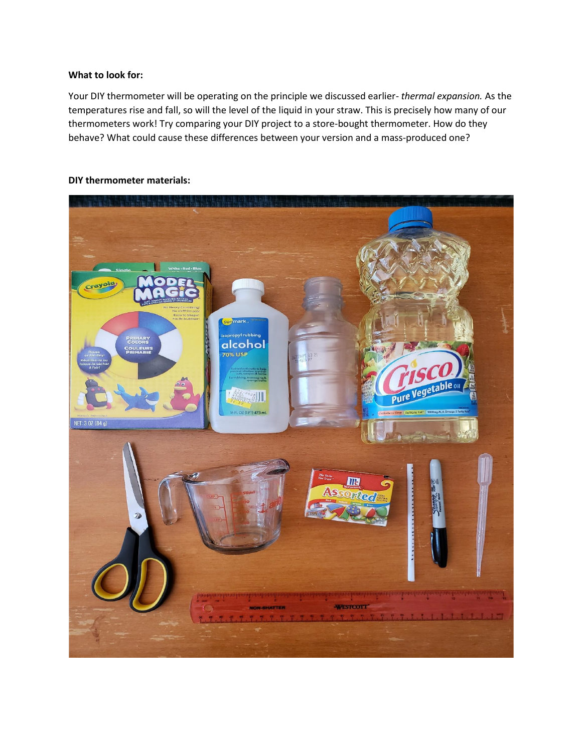**What to look for:**

Your DIY thermometer will be operating on the principle we discussed earlier- *thermal expansion.* As the temperatures rise and fall, so will the level of the liquid in your straw. This is precisely how many of our thermometers work! Try comparing your DIY project to a store-bought thermometer. How do they behave? What could cause these differences between your version and a mass-produced one?

**DIY thermometer materials:**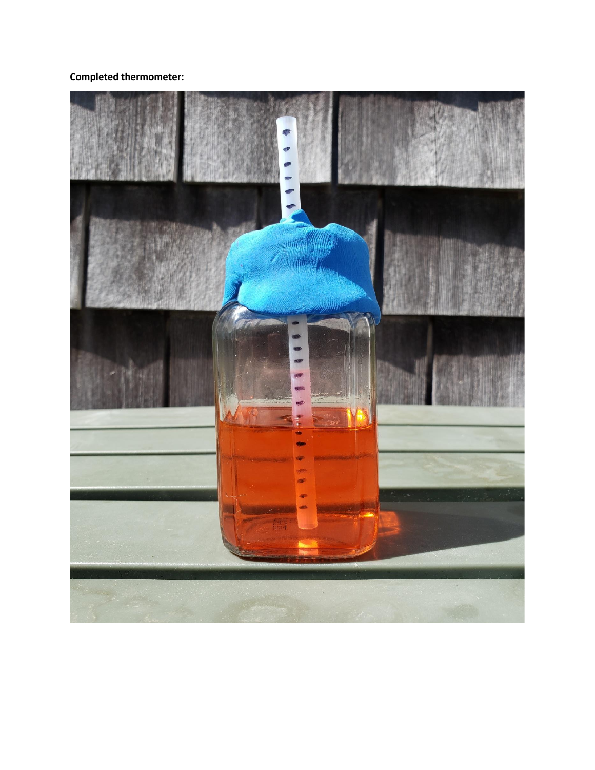**Completed thermometer:**